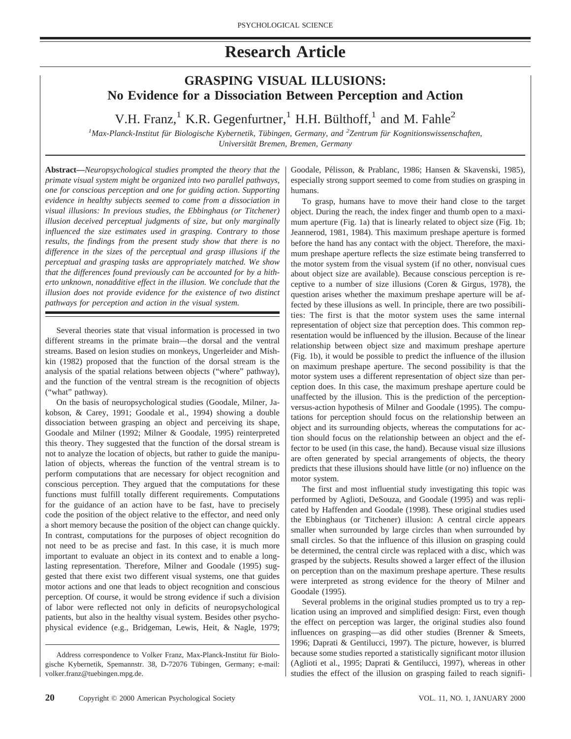# Research Article

## GRASPING VISUAL ILLUSIONS: No Evidence for a Dissociation Between Perception and Action

V.H. Franz,[1] K.R. Gegenfurtner,[1] H.H. Bülthoff,[1] and M. Fahle[2]

[1]*Max-Planck-Institut für Biologische Kybernetik, Tübingen, Germany, and* [2]*Zentrum für Kognitionswissenschaften, Universität Bremen, Bremen, Germany*

**Abstract—***Neuropsychological studies prompted the theory that the primate visual system might be organized into two parallel pathways, one for conscious perception and one for guiding action. Supporting evidence in healthy subjects seemed to come from a dissociation in visual illusions: In previous studies, the Ebbinghaus (or Titchener) illusion deceived perceptual judgments of size, but only marginally influenced the size estimates used in grasping. Contrary to those results, the findings from the present study show that there is no difference in the sizes of the perceptual and grasp illusions if the perceptual and grasping tasks are appropriately matched. We show that the differences found previously can be accounted for by a hitherto unknown, nonadditive effect in the illusion. We conclude that the illusion does not provide evidence for the existence of two distinct pathways for perception and action in the visual system.*

Several theories state that visual information is processed in two different streams in the primate brain—the dorsal and the ventral streams. Based on lesion studies on monkeys, Ungerleider and Mishkin (1982) proposed that the function of the dorsal stream is the analysis of the spatial relations between objects ("where" pathway), and the function of the ventral stream is the recognition of objects ("what" pathway).

On the basis of neuropsychological studies (Goodale, Milner, Jakobson, & Carey, 1991; Goodale et al., 1994) showing a double dissociation between grasping an object and perceiving its shape, Goodale and Milner (1992; Milner & Goodale, 1995) reinterpreted this theory. They suggested that the function of the dorsal stream is not to analyze the location of objects, but rather to guide the manipulation of objects, whereas the function of the ventral stream is to perform computations that are necessary for object recognition and conscious perception. They argued that the computations for these functions must fulfill totally different requirements. Computations for the guidance of an action have to be fast, have to precisely code the position of the object relative to the effector, and need only a short memory because the position of the object can change quickly. In contrast, computations for the purposes of object recognition do not need to be as precise and fast. In this case, it is much more important to evaluate an object in its context and to enable a long-lasting representation. Therefore, Milner and Goodale (1995) suggested that there exist two different visual systems, one that guides motor actions and one that leads to object recognition and conscious perception. Of course, it would be strong evidence if such a division of labor were reflected not only in deficits of neuropsychological patients, but also in the healthy visual system. Besides other psychophysical evidence (e.g., Bridgeman, Lewis, Heit, & Nagle, 1979; Goodale, Pélisson, & Prablanc, 1986; Hansen & Skavenski, 1985), especially strong support seemed to come from studies on grasping in humans.

To grasp, humans have to move their hand close to the target object. During the reach, the index finger and thumb open to a maximum aperture (Fig. 1a) that is linearly related to object size (Fig. 1b; Jeannerod, 1981, 1984). This maximum preshape aperture is formed before the hand has any contact with the object. Therefore, the maximum preshape aperture reflects the size estimate being transferred to the motor system from the visual system (if no other, nonvisual cues about object size are available). Because conscious perception is receptive to a number of size illusions (Coren & Girgus, 1978), the question arises whether the maximum preshape aperture will be affected by these illusions as well. In principle, there are two possibilities: The first is that the motor system uses the same internal representation of object size that perception does. This common representation would be influenced by the illusion. Because of the linear relationship between object size and maximum preshape aperture (Fig. 1b), it would be possible to predict the influence of the illusion on maximum preshape aperture. The second possibility is that the motor system uses a different representation of object size than perception does. In this case, the maximum preshape aperture could be unaffected by the illusion. This is the prediction of the perception-versus-action hypothesis of Milner and Goodale (1995). The computations for perception should focus on the relationship between an object and its surrounding objects, whereas the computations for action should focus on the relationship between an object and the effector to be used (in this case, the hand). Because visual size illusions are often generated by special arrangements of objects, the theory predicts that these illusions should have little (or no) influence on the motor system.

The first and most influential study investigating this topic was performed by Aglioti, DeSouza, and Goodale (1995) and was replicated by Haffenden and Goodale (1998). These original studies used the Ebbinghaus (or Titchener) illusion: A central circle appears smaller when surrounded by large circles than when surrounded by small circles. So that the influence of this illusion on grasping could be determined, the central circle was replaced with a disc, which was grasped by the subjects. Results showed a larger effect of the illusion on perception than on the maximum preshape aperture. These results were interpreted as strong evidence for the theory of Milner and Goodale (1995).

Several problems in the original studies prompted us to try a replication using an improved and simplified design: First, even though the effect on perception was larger, the original studies also found influences on grasping—as did other studies (Brenner & Smeets, 1996; Daprati & Gentilucci, 1997). The picture, however, is blurred because some studies reported a statistically significant motor illusion (Aglioti et al., 1995; Daprati & Gentilucci, 1997), whereas in other studies the effect of the illusion on grasping failed to reach signifi-

Address correspondence to Volker Franz, Max-Planck-Institut für Biologische Kybernetik, Spemannstr. 38, D-72076 Tübingen, Germany; e-mail: volker.franz@tuebingen.mpg.de.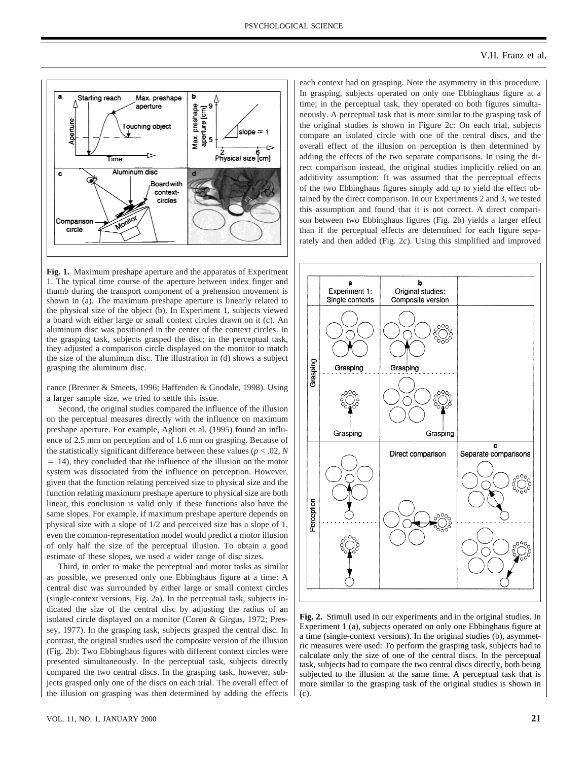Fig. 1. Maximum preshape aperture and the apparatus of Experiment 1. The typical time course of the aperture between index finger and thumb during the transport component of a prehension movement is shown in (a). The maximum preshape aperture is linearly related to the physical size of the object (b). In Experiment 1, subjects viewed a board with either large or small context circles drawn on it (c). An aluminum disc was positioned in the center of the context circles. In the grasping task, subjects grasped the disc; in the perceptual task, they adjusted a comparison circle displayed on the monitor to match the size of the aluminum disc. The illustration in (d) shows a subject grasping the aluminum disc.

cance (Brenner & Smeets, 1996; Haffenden & Goodale, 1998). Using a larger sample size, we tried to settle this issue.

Second, the original studies compared the influence of the illusion on the perceptual measures directly with the influence on maximum preshape aperture. For example, Aglioti et al. (1995) found an influence of 2.5 mm on perception and of 1.6 mm on grasping. Because of the statistically significant difference between these values ($p < .02$, $N = 14$), they concluded that the influence of the illusion on the motor system was dissociated from the influence on perception. However, given that the function relating perceived size to physical size and the function relating maximum preshape aperture to physical size are both linear, this conclusion is valid only if these functions also have the same slopes. For example, if maximum preshape aperture depends on physical size with a slope of 1/2 and perceived size has a slope of 1, even the common-representation model would predict a motor illusion of only half the size of the perceptual illusion. To obtain a good estimate of these slopes, we used a wider range of disc sizes.

Third, in order to make the perceptual and motor tasks as similar as possible, we presented only one Ebbinghaus figure at a time: A central disc was surrounded by either large or small context circles (single-context versions, Fig. 2a). In the perceptual task, subjects indicated the size of the central disc by adjusting the radius of an isolated circle displayed on a monitor (Coren & Girgus, 1972; Pressey, 1977). In the grasping task, subjects grasped the central disc. In contrast, the original studies used the composite version of the illusion (Fig. 2b): Two Ebbinghaus figures with different context circles were presented simultaneously. In the perceptual task, subjects directly compared the two central discs. In the grasping task, however, subjects grasped only one of the discs on each trial. The overall effect of the illusion on grasping was then determined by adding the effects each context had on grasping. Note the asymmetry in this procedure. In grasping, subjects operated on only one Ebbinghaus figure at a time; in the perceptual task, they operated on both figures simultaneously. A perceptual task that is more similar to the grasping task of the original studies is shown in Figure 2c: On each trial, subjects compare an isolated circle with one of the central discs, and the overall effect of the illusion on perception is then determined by adding the effects of the two separate comparisons. In using the direct comparison instead, the original studies implicitly relied on an additivity assumption: It was assumed that the perceptual effects of the two Ebbinghaus figures simply add up to yield the effect obtained by the direct comparison. In our Experiments 2 and 3, we tested this assumption and found that it is not correct. A direct comparison between two Ebbinghaus figures (Fig. 2b) yields a larger effect than if the perceptual effects are determined for each figure separately and then added (Fig. 2c). Using this simplified and improved

Fig. 2. Stimuli used in our experiments and in the original studies. In Experiment 1 (a), subjects operated on only one Ebbinghaus figure at a time (single-context versions). In the original studies (b), asymmetric measures were used: To perform the grasping task, subjects had to calculate only the size of one of the central discs. In the perceptual task, subjects had to compare the two central discs directly, both being subjected to the illusion at the same time. A perceptual task that is more similar to the grasping task of the original studies is shown in (c).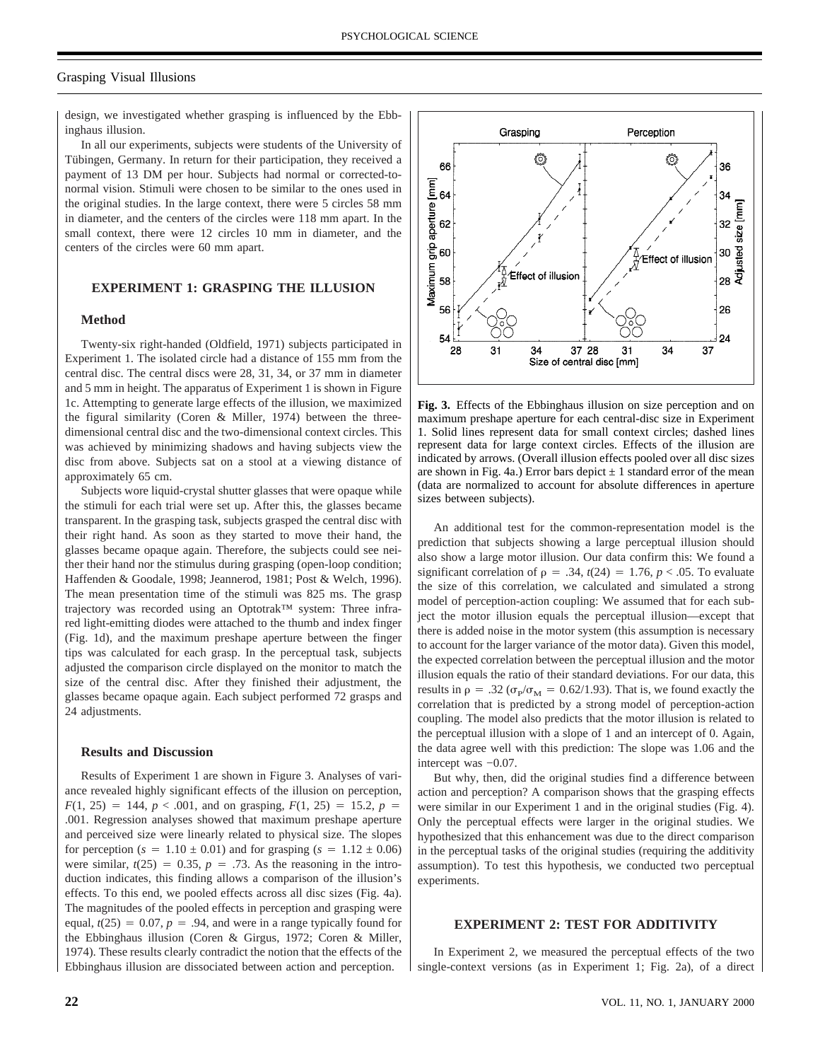design, we investigated whether grasping is influenced by the Ebbinghaus illusion.

In all our experiments, subjects were students of the University of Tübingen, Germany. In return for their participation, they received a payment of 13 DM per hour. Subjects had normal or corrected-to-normal vision. Stimuli were chosen to be similar to the ones used in the original studies. In the large context, there were 5 circles 58 mm in diameter, and the centers of the circles were 118 mm apart. In the small context, there were 12 circles 10 mm in diameter, and the centers of the circles were 60 mm apart.

## EXPERIMENT 1: GRASPING THE ILLUSION

### Method

Twenty-six right-handed (Oldfield, 1971) subjects participated in Experiment 1. The isolated circle had a distance of 155 mm from the central disc. The central discs were 28, 31, 34, or 37 mm in diameter and 5 mm in height. The apparatus of Experiment 1 is shown in Figure 1c. Attempting to generate large effects of the illusion, we maximized the figural similarity (Coren & Miller, 1974) between the three-dimensional central disc and the two-dimensional context circles. This was achieved by minimizing shadows and having subjects view the disc from above. Subjects sat on a stool at a viewing distance of approximately 65 cm.

Subjects wore liquid-crystal shutter glasses that were opaque while the stimuli for each trial were set up. After this, the glasses became transparent. In the grasping task, subjects grasped the central disc with their right hand. As soon as they started to move their hand, the glasses became opaque again. Therefore, the subjects could see neither their hand nor the stimulus during grasping (open-loop condition; Haffenden & Goodale, 1998; Jeannerod, 1981; Post & Welch, 1996). The mean presentation time of the stimuli was 825 ms. The grasp trajectory was recorded using an Optotrak™ system: Three infrared light-emitting diodes were attached to the thumb and index finger (Fig. 1d), and the maximum preshape aperture between the finger tips was calculated for each grasp. In the perceptual task, subjects adjusted the comparison circle displayed on the monitor to match the size of the central disc. After they finished their adjustment, the glasses became opaque again. Each subject performed 72 grasps and 24 adjustments.

### Results and Discussion

Results of Experiment 1 are shown in Figure 3. Analyses of variance revealed highly significant effects of the illusion on perception, $F(1, 25) = 144$, $p < .001$, and on grasping, $F(1, 25) = 15.2$, $p = .001$. Regression analyses showed that maximum preshape aperture and perceived size were linearly related to physical size. The slopes for perception ($s = 1.10 \pm 0.01$) and for grasping ($s = 1.12 \pm 0.06$) were similar, $t(25) = 0.35$, $p = .73$. As the reasoning in the introduction indicates, this finding allows a comparison of the illusion's effects. To this end, we pooled effects across all disc sizes (Fig. 4a). The magnitudes of the pooled effects in perception and grasping were equal, $t(25) = 0.07$, $p = .94$, and were in a range typically found for the Ebbinghaus illusion (Coren & Girgus, 1972; Coren & Miller, 1974). These results clearly contradict the notion that the effects of the Ebbinghaus illusion are dissociated between action and perception.

**Fig. 3.** Effects of the Ebbinghaus illusion on size perception and on maximum preshape aperture for each central-disc size in Experiment 1. Solid lines represent data for small context circles; dashed lines represent data for large context circles. Effects of the illusion are indicated by arrows. (Overall illusion effects pooled over all disc sizes are shown in Fig. 4a.) Error bars depict ± 1 standard error of the mean (data are normalized to account for absolute differences in aperture sizes between subjects).

An additional test for the common-representation model is the prediction that subjects showing a large perceptual illusion should also show a large motor illusion. Our data confirm this: We found a significant correlation of $\rho = .34$, $t(24) = 1.76$, $p < .05$. To evaluate the size of this correlation, we calculated and simulated a strong model of perception-action coupling: We assumed that for each subject the motor illusion equals the perceptual illusion—except that there is added noise in the motor system (this assumption is necessary to account for the larger variance of the motor data). Given this model, the expected correlation between the perceptual illusion and the motor illusion equals the ratio of their standard deviations. For our data, this results in $\rho = .32$ ($\sigma_P/\sigma_M = 0.62/1.93$). That is, we found exactly the correlation that is predicted by a strong model of perception-action coupling. The model also predicts that the motor illusion is related to the perceptual illusion with a slope of 1 and an intercept of 0. Again, the data agree well with this prediction: The slope was 1.06 and the intercept was −0.07.

But why, then, did the original studies find a difference between action and perception? A comparison shows that the grasping effects were similar in our Experiment 1 and in the original studies (Fig. 4). Only the perceptual effects were larger in the original studies. We hypothesized that this enhancement was due to the direct comparison in the perceptual tasks of the original studies (requiring the additivity assumption). To test this hypothesis, we conducted two perceptual experiments.

## EXPERIMENT 2: TEST FOR ADDITIVITY

In Experiment 2, we measured the perceptual effects of the two single-context versions (as in Experiment 1; Fig. 2a), of a direct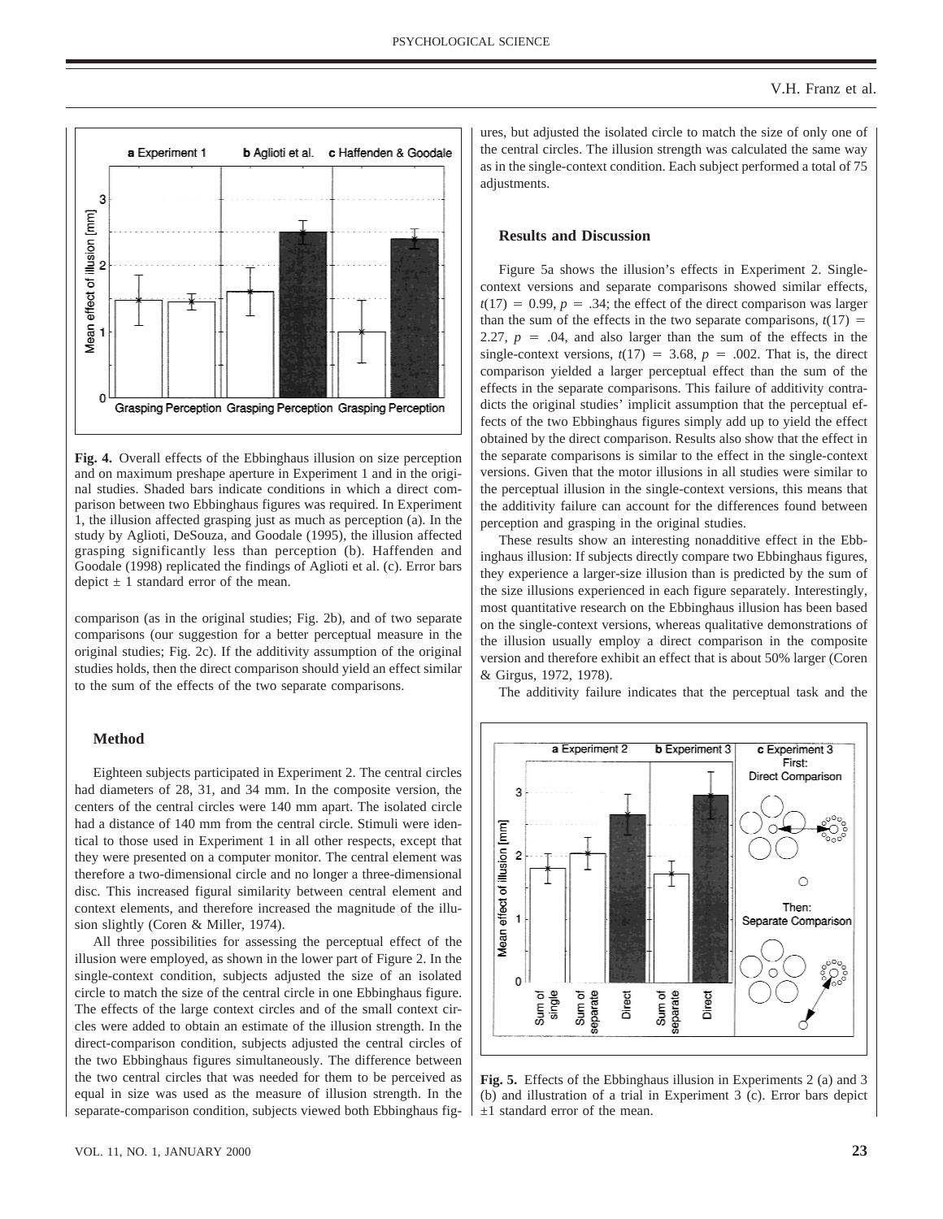**Fig. 4.** Overall effects of the Ebbinghaus illusion on size perception and on maximum preshape aperture in Experiment 1 and in the original studies. Shaded bars indicate conditions in which a direct comparison between two Ebbinghaus figures was required. In Experiment 1, the illusion affected grasping just as much as perception (a). In the study by Aglioti, DeSouza, and Goodale (1995), the illusion affected grasping significantly less than perception (b). Haffenden and Goodale (1998) replicated the findings of Aglioti et al. (c). Error bars depict ± 1 standard error of the mean.

comparison (as in the original studies; Fig. 2b), and of two separate comparisons (our suggestion for a better perceptual measure in the original studies; Fig. 2c). If the additivity assumption of the original studies holds, then the direct comparison should yield an effect similar to the sum of the effects of the two separate comparisons.

### Method

Eighteen subjects participated in Experiment 2. The central circles had diameters of 28, 31, and 34 mm. In the composite version, the centers of the central circles were 140 mm apart. The isolated circle had a distance of 140 mm from the central circle. Stimuli were identical to those used in Experiment 1 in all other respects, except that they were presented on a computer monitor. The central element was therefore a two-dimensional circle and no longer a three-dimensional disc. This increased figural similarity between central element and context elements, and therefore increased the magnitude of the illusion slightly (Coren & Miller, 1974).

All three possibilities for assessing the perceptual effect of the illusion were employed, as shown in the lower part of Figure 2. In the single-context condition, subjects adjusted the size of an isolated circle to match the size of the central circle in one Ebbinghaus figure. The effects of the large context circles and of the small context circles were added to obtain an estimate of the illusion strength. In the direct-comparison condition, subjects adjusted the central circles of the two Ebbinghaus figures simultaneously. The difference between the two central circles that was needed for them to be perceived as equal in size was used as the measure of illusion strength. In the separate-comparison condition, subjects viewed both Ebbinghaus figures, but adjusted the isolated circle to match the size of only one of the central circles. The illusion strength was calculated the same way as in the single-context condition. Each subject performed a total of 75 adjustments.

### Results and Discussion

Figure 5a shows the illusion's effects in Experiment 2. Single-context versions and separate comparisons showed similar effects, $t(17) = 0.99$, $p = .34$; the effect of the direct comparison was larger than the sum of the effects in the two separate comparisons, $t(17) = 2.27$, $p = .04$, and also larger than the sum of the effects in the single-context versions, $t(17) = 3.68$, $p = .002$. That is, the direct comparison yielded a larger perceptual effect than the sum of the effects in the separate comparisons. This failure of additivity contradicts the original studies' implicit assumption that the perceptual effects of the two Ebbinghaus figures simply add up to yield the effect obtained by the direct comparison. Results also show that the effect in the separate comparisons is similar to the effect in the single-context versions. Given that the motor illusions in all studies were similar to the perceptual illusion in the single-context versions, this means that the additivity failure can account for the differences found between perception and grasping in the original studies.

These results show an interesting nonadditive effect in the Ebbinghaus illusion: If subjects directly compare two Ebbinghaus figures, they experience a larger-size illusion than is predicted by the sum of the size illusions experienced in each figure separately. Interestingly, most quantitative research on the Ebbinghaus illusion has been based on the single-context versions, whereas qualitative demonstrations of the illusion usually employ a direct comparison in the composite version and therefore exhibit an effect that is about 50% larger (Coren & Girgus, 1972, 1978).

The additivity failure indicates that the perceptual task and the

**Fig. 5.** Effects of the Ebbinghaus illusion in Experiments 2 (a) and 3 (b) and illustration of a trial in Experiment 3 (c). Error bars depict ±1 standard error of the mean.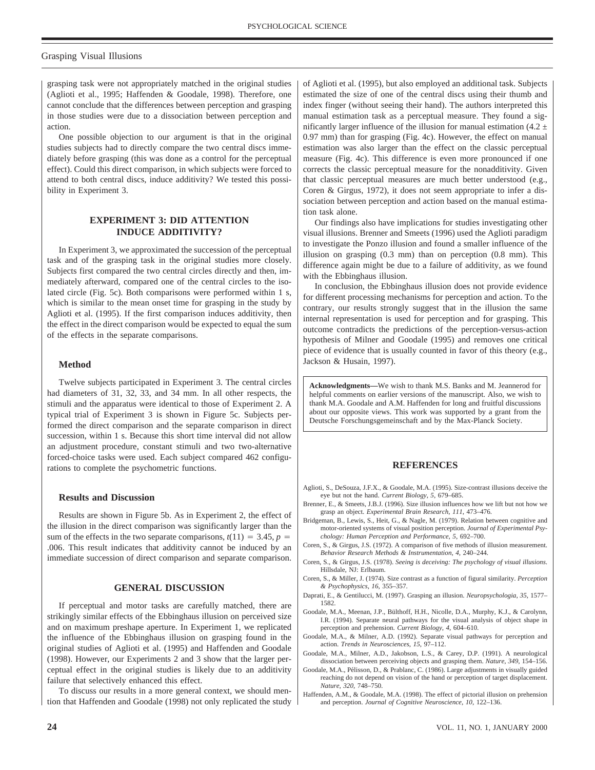grasping task were not appropriately matched in the original studies (Aglioti et al., 1995; Haffenden & Goodale, 1998). Therefore, one cannot conclude that the differences between perception and grasping in those studies were due to a dissociation between perception and action.

One possible objection to our argument is that in the original studies subjects had to directly compare the two central discs immediately before grasping (this was done as a control for the perceptual effect). Could this direct comparison, in which subjects were forced to attend to both central discs, induce additivity? We tested this possibility in Experiment 3.

## EXPERIMENT 3: DID ATTENTION INDUCE ADDITIVITY?

In Experiment 3, we approximated the succession of the perceptual task and of the grasping task in the original studies more closely. Subjects first compared the two central circles directly and then, immediately afterward, compared one of the central circles to the isolated circle (Fig. 5c). Both comparisons were performed within 1 s, which is similar to the mean onset time for grasping in the study by Aglioti et al. (1995). If the first comparison induces additivity, then the effect in the direct comparison would be expected to equal the sum of the effects in the separate comparisons.

### Method

Twelve subjects participated in Experiment 3. The central circles had diameters of 31, 32, 33, and 34 mm. In all other respects, the stimuli and the apparatus were identical to those of Experiment 2. A typical trial of Experiment 3 is shown in Figure 5c. Subjects performed the direct comparison and the separate comparison in direct succession, within 1 s. Because this short time interval did not allow an adjustment procedure, constant stimuli and two two-alternative forced-choice tasks were used. Each subject compared 462 configurations to complete the psychometric functions.

### Results and Discussion

Results are shown in Figure 5b. As in Experiment 2, the effect of the illusion in the direct comparison was significantly larger than the sum of the effects in the two separate comparisons, $t(11) = 3.45$, $p = .006$. This result indicates that additivity cannot be induced by an immediate succession of direct comparison and separate comparison.

## GENERAL DISCUSSION

If perceptual and motor tasks are carefully matched, there are strikingly similar effects of the Ebbinghaus illusion on perceived size and on maximum preshape aperture. In Experiment 1, we replicated the influence of the Ebbinghaus illusion on grasping found in the original studies of Aglioti et al. (1995) and Haffenden and Goodale (1998). However, our Experiments 2 and 3 show that the larger perceptual effect in the original studies is likely due to an additivity failure that selectively enhanced this effect.

To discuss our results in a more general context, we should mention that Haffenden and Goodale (1998) not only replicated the study of Aglioti et al. (1995), but also employed an additional task. Subjects estimated the size of one of the central discs using their thumb and index finger (without seeing their hand). The authors interpreted this manual estimation task as a perceptual measure. They found a significantly larger influence of the illusion for manual estimation ($4.2 \pm 0.97$ mm) than for grasping (Fig. 4c). However, the effect on manual estimation was also larger than the effect on the classic perceptual measure (Fig. 4c). This difference is even more pronounced if one corrects the classic perceptual measure for the nonadditivity. Given that classic perceptual measures are much better understood (e.g., Coren & Girgus, 1972), it does not seem appropriate to infer a dissociation between perception and action based on the manual estimation task alone.

Our findings also have implications for studies investigating other visual illusions. Brenner and Smeets (1996) used the Aglioti paradigm to investigate the Ponzo illusion and found a smaller influence of the illusion on grasping (0.3 mm) than on perception (0.8 mm). This difference again might be due to a failure of additivity, as we found with the Ebbinghaus illusion.

In conclusion, the Ebbinghaus illusion does not provide evidence for different processing mechanisms for perception and action. To the contrary, our results strongly suggest that in the illusion the same internal representation is used for perception and for grasping. This outcome contradicts the predictions of the perception-versus-action hypothesis of Milner and Goodale (1995) and removes one critical piece of evidence that is usually counted in favor of this theory (e.g., Jackson & Husain, 1997).

**Acknowledgments—**We wish to thank M.S. Banks and M. Jeannerod for helpful comments on earlier versions of the manuscript. Also, we wish to thank M.A. Goodale and A.M. Haffenden for long and fruitful discussions about our opposite views. This work was supported by a grant from the Deutsche Forschungsgemeinschaft and by the Max-Planck Society.

## REFERENCES

Aglioti, S., DeSouza, J.F.X., & Goodale, M.A. (1995). Size-contrast illusions deceive the eye but not the hand. *Current Biology*, *5*, 679–685.

Brenner, E., & Smeets, J.B.J. (1996). Size illusion influences how we lift but not how we grasp an object. *Experimental Brain Research*, *111*, 473–476.

Bridgeman, B., Lewis, S., Heit, G., & Nagle, M. (1979). Relation between cognitive and motor-oriented systems of visual position perception. *Journal of Experimental Psychology: Human Perception and Performance*, *5*, 692–700.

Coren, S., & Girgus, J.S. (1972). A comparison of five methods of illusion measurement. *Behavior Research Methods & Instrumentation*, *4*, 240–244.

Coren, S., & Girgus, J.S. (1978). *Seeing is deceiving: The psychology of visual illusions*. Hillsdale, NJ: Erlbaum.

Coren, S., & Miller, J. (1974). Size contrast as a function of figural similarity. *Perception & Psychophysics*, *16*, 355–357.

Daprati, E., & Gentilucci, M. (1997). Grasping an illusion. *Neuropsychologia*, *35*, 1577–1582.

Goodale, M.A., Meenan, J.P., Bülthoff, H.H., Nicolle, D.A., Murphy, K.J., & Carolynn, I.R. (1994). Separate neural pathways for the visual analysis of object shape in perception and prehension. *Current Biology*, *4*, 604–610.

Goodale, M.A., & Milner, A.D. (1992). Separate visual pathways for perception and action. *Trends in Neurosciences*, *15*, 97–112.

Goodale, M.A., Milner, A.D., Jakobson, L.S., & Carey, D.P. (1991). A neurological dissociation between perceiving objects and grasping them. *Nature*, *349*, 154–156.

Goodale, M.A., Pélisson, D., & Prablanc, C. (1986). Large adjustments in visually guided reaching do not depend on vision of the hand or perception of target displacement. *Nature*, *320*, 748–750.

Haffenden, A.M., & Goodale, M.A. (1998). The effect of pictorial illusion on prehension and perception. *Journal of Cognitive Neuroscience*, *10*, 122–136.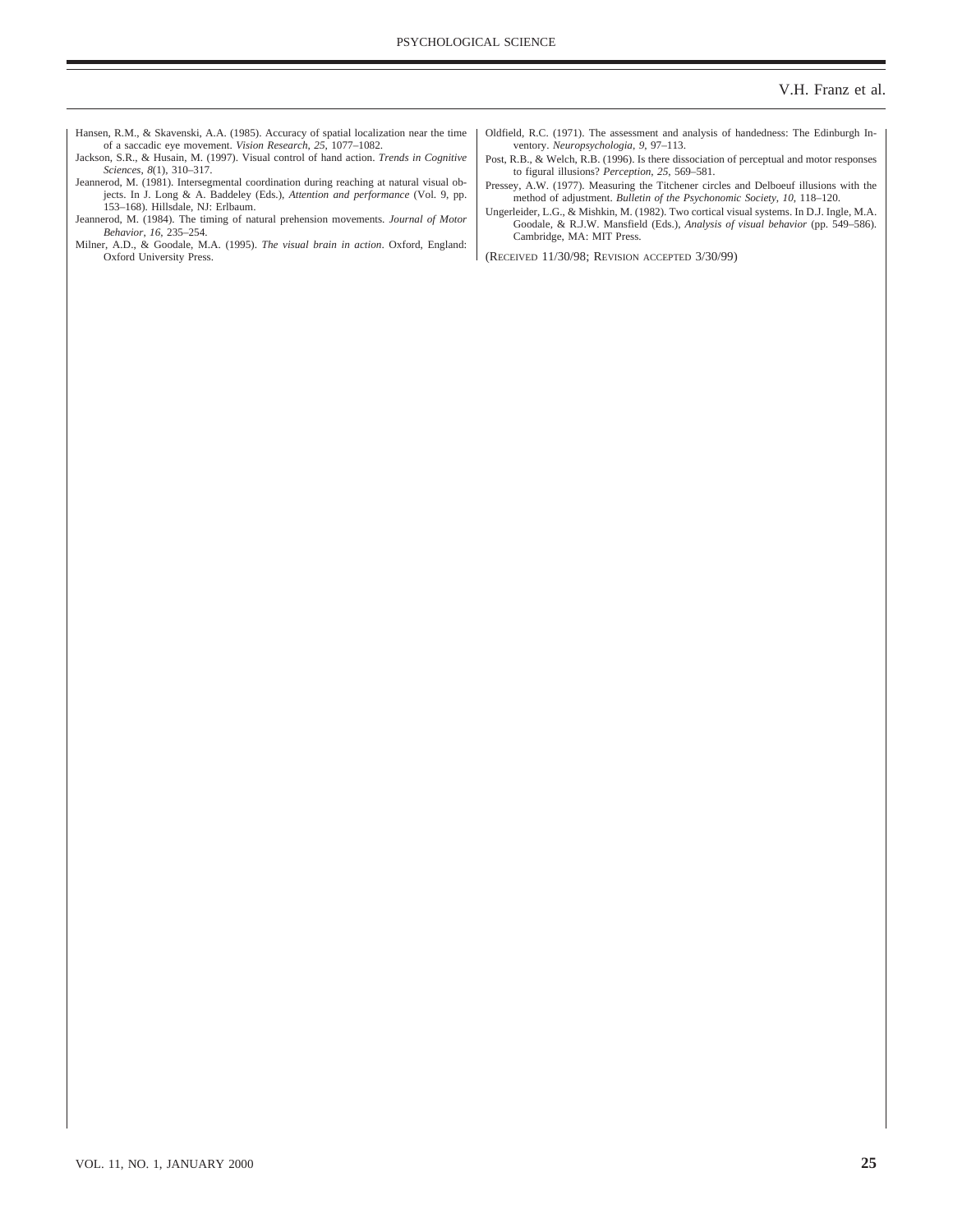Hansen, R.M., & Skavenski, A.A. (1985). Accuracy of spatial localization near the time of a saccadic eye movement. *Vision Research*, *25*, 1077–1082.

Jackson, S.R., & Husain, M. (1997). Visual control of hand action. *Trends in Cognitive Sciences*, *8*(1), 310–317.

Jeannerod, M. (1981). Intersegmental coordination during reaching at natural visual objects. In J. Long & A. Baddeley (Eds.), *Attention and performance* (Vol. 9, pp. 153–168). Hillsdale, NJ: Erlbaum.

Jeannerod, M. (1984). The timing of natural prehension movements. *Journal of Motor Behavior*, *16*, 235–254.

Milner, A.D., & Goodale, M.A. (1995). *The visual brain in action*. Oxford, England: Oxford University Press.

Oldfield, R.C. (1971). The assessment and analysis of handedness: The Edinburgh Inventory. *Neuropsychologia*, *9*, 97–113.

Post, R.B., & Welch, R.B. (1996). Is there dissociation of perceptual and motor responses to figural illusions? *Perception*, *25*, 569–581.

Pressey, A.W. (1977). Measuring the Titchener circles and Delboeuf illusions with the method of adjustment. *Bulletin of the Psychonomic Society*, *10*, 118–120.

Ungerleider, L.G., & Mishkin, M. (1982). Two cortical visual systems. In D.J. Ingle, M.A. Goodale, & R.J.W. Mansfield (Eds.), *Analysis of visual behavior* (pp. 549–586). Cambridge, MA: MIT Press.

(Received 11/30/98; Revision accepted 3/30/99)